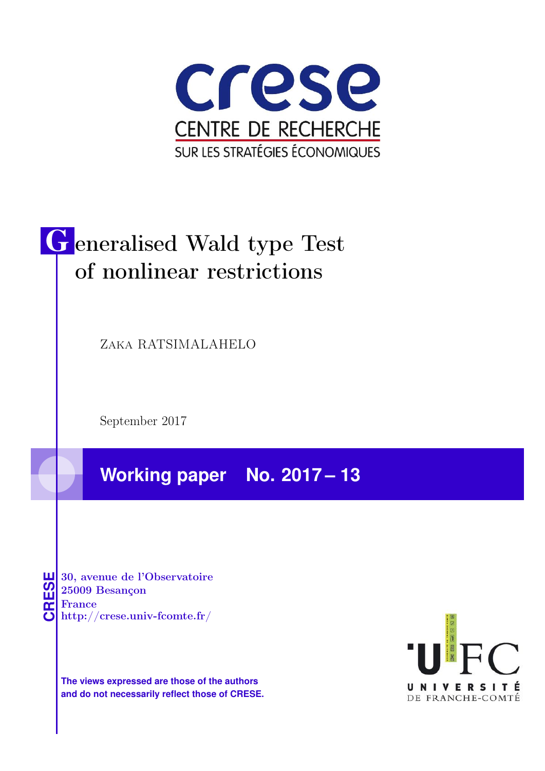# crese

CENTRE DE RECHERCHE

SUR LES STRATÉGIES ÉCONOMIQUES

# Generalised Wald type Test of nonlinear restrictions

Zaka RATSIMALAHELO

September 2017

**Working paper No. 2017 – 13**

CRESE

30, avenue de l'Observatoire
25009 Besançon
France
http://crese.univ-fcomte.fr/

**The views expressed are those of the authors and do not necessarily reflect those of CRESE.**

UFC
UNIVERSITÉ DE FRANCHE-COMTÉ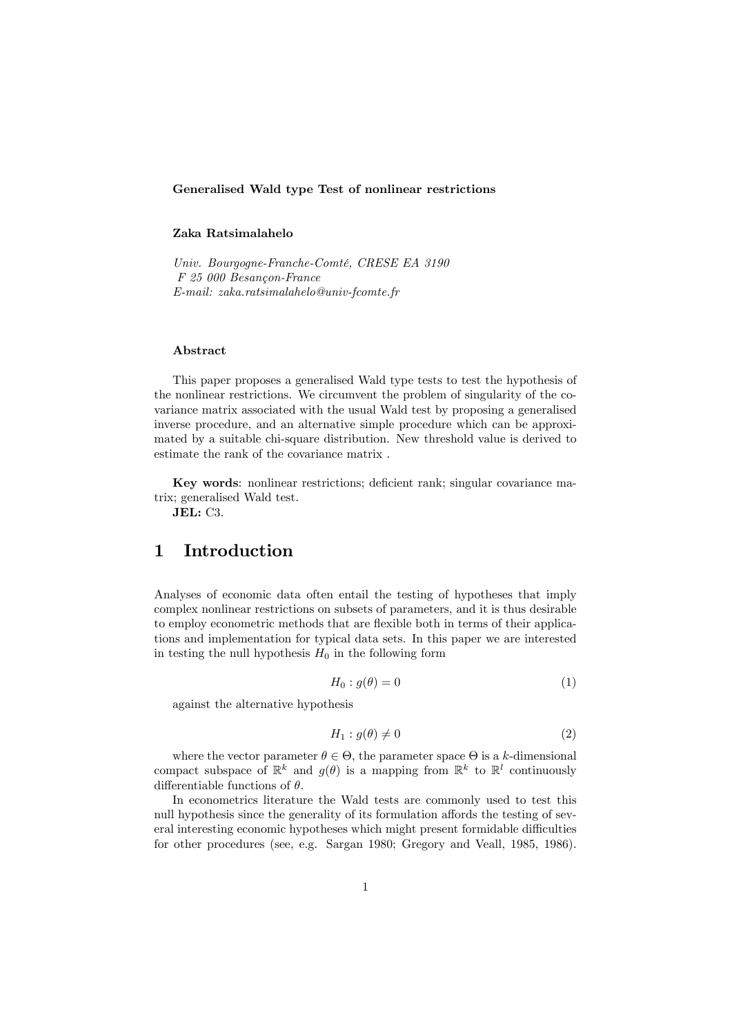**Generalised Wald type Test of nonlinear restrictions**

**Zaka Ratsimalahelo**

*Univ. Bourgogne-Franche-Comté, CRESE EA 3190*
*F 25 000 Besançon-France*
*E-mail: zaka.ratsimalahelo@univ-fcomte.fr*

**Abstract**

This paper proposes a generalised Wald type tests to test the hypothesis of the nonlinear restrictions. We circumvent the problem of singularity of the covariance matrix associated with the usual Wald test by proposing a generalised inverse procedure, and an alternative simple procedure which can be approximated by a suitable chi-square distribution. New threshold value is derived to estimate the rank of the covariance matrix .

**Key words**: nonlinear restrictions; deficient rank; singular covariance matrix; generalised Wald test.
**JEL:** C3.

# 1 Introduction

Analyses of economic data often entail the testing of hypotheses that imply complex nonlinear restrictions on subsets of parameters, and it is thus desirable to employ econometric methods that are flexible both in terms of their applications and implementation for typical data sets. In this paper we are interested in testing the null hypothesis $H_0$ in the following form

$$H_0 : g(\theta) = 0 \tag{1}$$

against the alternative hypothesis

$$H_1 : g(\theta) \neq 0 \tag{2}$$

where the vector parameter $\theta \in \Theta$, the parameter space $\Theta$ is a $k$-dimensional compact subspace of $\mathbb{R}^k$ and $g(\theta)$ is a mapping from $\mathbb{R}^k$ to $\mathbb{R}^l$ continuously differentiable functions of $\theta$.

In econometrics literature the Wald tests are commonly used to test this null hypothesis since the generality of its formulation affords the testing of several interesting economic hypotheses which might present formidable difficulties for other procedures (see, e.g. Sargan 1980; Gregory and Veall, 1985, 1986).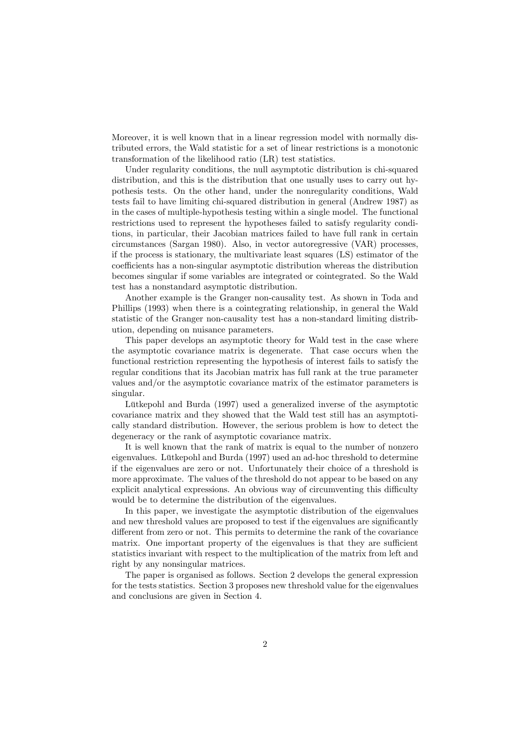Moreover, it is well known that in a linear regression model with normally distributed errors, the Wald statistic for a set of linear restrictions is a monotonic transformation of the likelihood ratio (LR) test statistics.

Under regularity conditions, the null asymptotic distribution is chi-squared distribution, and this is the distribution that one usually uses to carry out hypothesis tests. On the other hand, under the nonregularity conditions, Wald tests fail to have limiting chi-squared distribution in general (Andrew 1987) as in the cases of multiple-hypothesis testing within a single model. The functional restrictions used to represent the hypotheses failed to satisfy regularity conditions, in particular, their Jacobian matrices failed to have full rank in certain circumstances (Sargan 1980). Also, in vector autoregressive (VAR) processes, if the process is stationary, the multivariate least squares (LS) estimator of the coefficients has a non-singular asymptotic distribution whereas the distribution becomes singular if some variables are integrated or cointegrated. So the Wald test has a nonstandard asymptotic distribution.

Another example is the Granger non-causality test. As shown in Toda and Phillips (1993) when there is a cointegrating relationship, in general the Wald statistic of the Granger non-causality test has a non-standard limiting distribution, depending on nuisance parameters.

This paper develops an asymptotic theory for Wald test in the case where the asymptotic covariance matrix is degenerate. That case occurs when the functional restriction representing the hypothesis of interest fails to satisfy the regular conditions that its Jacobian matrix has full rank at the true parameter values and/or the asymptotic covariance matrix of the estimator parameters is singular.

Lütkepohl and Burda (1997) used a generalized inverse of the asymptotic covariance matrix and they showed that the Wald test still has an asymptotically standard distribution. However, the serious problem is how to detect the degeneracy or the rank of asymptotic covariance matrix.

It is well known that the rank of matrix is equal to the number of nonzero eigenvalues. Lütkepohl and Burda (1997) used an ad-hoc threshold to determine if the eigenvalues are zero or not. Unfortunately their choice of a threshold is more approximate. The values of the threshold do not appear to be based on any explicit analytical expressions. An obvious way of circumventing this difficulty would be to determine the distribution of the eigenvalues.

In this paper, we investigate the asymptotic distribution of the eigenvalues and new threshold values are proposed to test if the eigenvalues are significantly different from zero or not. This permits to determine the rank of the covariance matrix. One important property of the eigenvalues is that they are sufficient statistics invariant with respect to the multiplication of the matrix from left and right by any nonsingular matrices.

The paper is organised as follows. Section 2 develops the general expression for the tests statistics. Section 3 proposes new threshold value for the eigenvalues and conclusions are given in Section 4.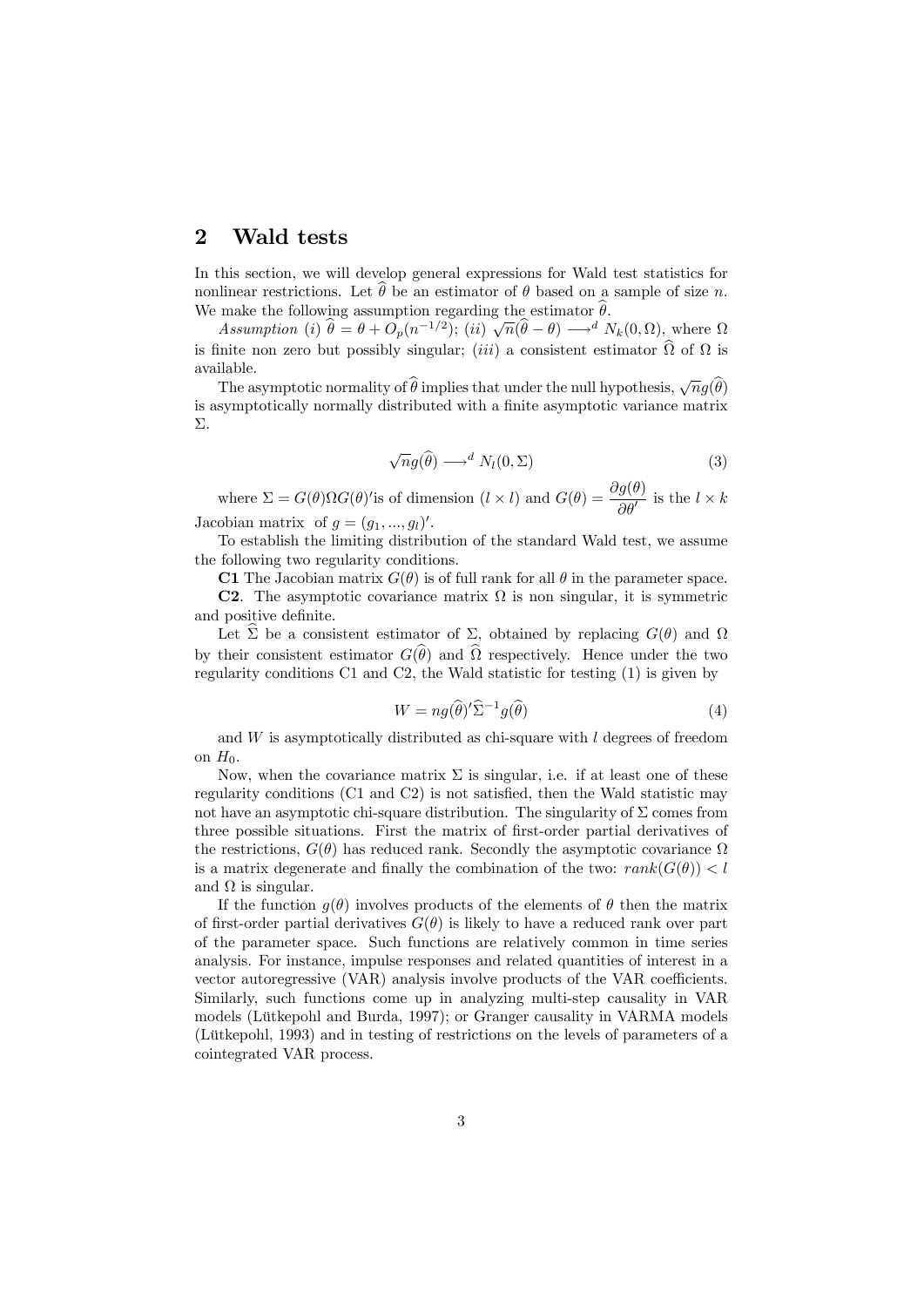## 2 Wald tests

In this section, we will develop general expressions for Wald test statistics for nonlinear restrictions. Let $\widehat{\theta}$ be an estimator of $\theta$ based on a sample of size $n$. We make the following assumption regarding the estimator $\widehat{\theta}$.

*Assumption* (*i*) $\widehat{\theta} = \theta + O_p(n^{-1/2})$; (*ii*) $\sqrt{n}(\widehat{\theta} - \theta) \longrightarrow^d N_k(0, \Omega)$, where $\Omega$ is finite non zero but possibly singular; (*iii*) a consistent estimator $\widehat{\Omega}$ of $\Omega$ is available.

The asymptotic normality of $\widehat{\theta}$ implies that under the null hypothesis, $\sqrt{n}g(\widehat{\theta})$ is asymptotically normally distributed with a finite asymptotic variance matrix $\Sigma$.

$$\sqrt{n}g(\widehat{\theta}) \longrightarrow^d N_l(0, \Sigma) \tag{3}$$

where $\Sigma = G(\theta)\Omega G(\theta)'$is of dimension $(l \times l)$ and $G(\theta) = \dfrac{\partial g(\theta)}{\partial \theta'}$ is the $l \times k$ Jacobian matrix of $g = (g_1, ..., g_l)'$.

To establish the limiting distribution of the standard Wald test, we assume the following two regularity conditions.

**C1** The Jacobian matrix $G(\theta)$ is of full rank for all $\theta$ in the parameter space.

**C2**. The asymptotic covariance matrix $\Omega$ is non singular, it is symmetric and positive definite.

Let $\widehat{\Sigma}$ be a consistent estimator of $\Sigma$, obtained by replacing $G(\theta)$ and $\Omega$ by their consistent estimator $G(\widehat{\theta})$ and $\widehat{\Omega}$ respectively. Hence under the two regularity conditions C1 and C2, the Wald statistic for testing (1) is given by

$$W = ng(\widehat{\theta})'\widehat{\Sigma}^{-1}g(\widehat{\theta}) \tag{4}$$

and $W$ is asymptotically distributed as chi-square with $l$ degrees of freedom on $H_0$.

Now, when the covariance matrix $\Sigma$ is singular, i.e. if at least one of these regularity conditions (C1 and C2) is not satisfied, then the Wald statistic may not have an asymptotic chi-square distribution. The singularity of $\Sigma$ comes from three possible situations. First the matrix of first-order partial derivatives of the restrictions, $G(\theta)$ has reduced rank. Secondly the asymptotic covariance $\Omega$ is a matrix degenerate and finally the combination of the two: $rank(G(\theta)) < l$ and $\Omega$ is singular.

If the function $g(\theta)$ involves products of the elements of $\theta$ then the matrix of first-order partial derivatives $G(\theta)$ is likely to have a reduced rank over part of the parameter space. Such functions are relatively common in time series analysis. For instance, impulse responses and related quantities of interest in a vector autoregressive (VAR) analysis involve products of the VAR coefficients. Similarly, such functions come up in analyzing multi-step causality in VAR models (Lütkepohl and Burda, 1997); or Granger causality in VARMA models (Lütkepohl, 1993) and in testing of restrictions on the levels of parameters of a cointegrated VAR process.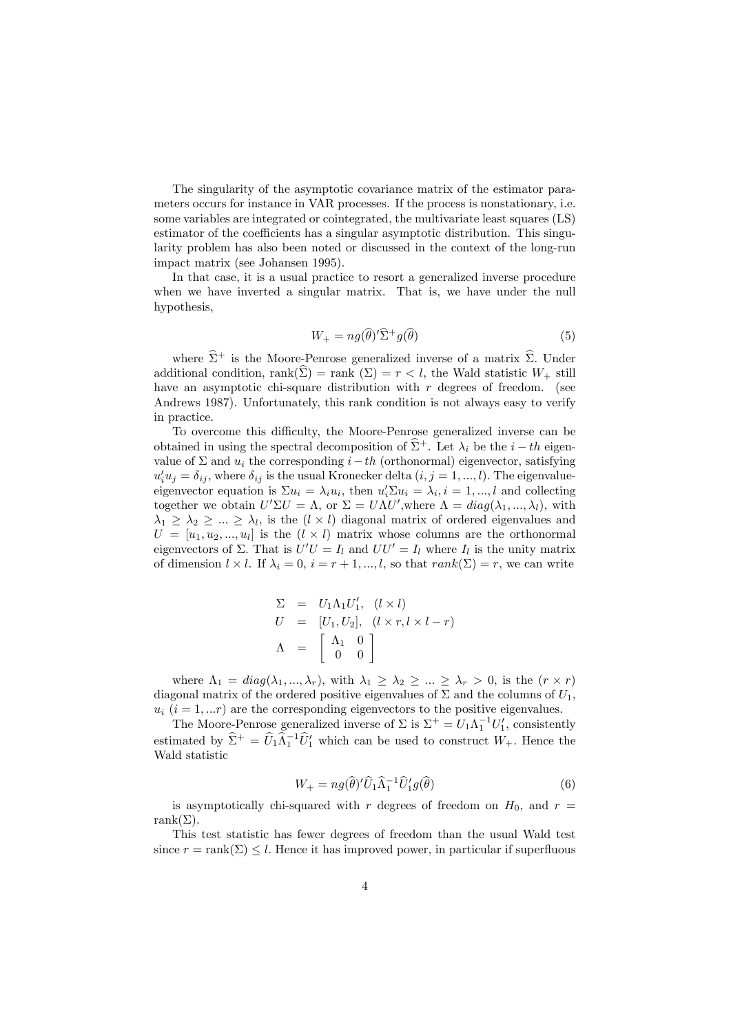The singularity of the asymptotic covariance matrix of the estimator parameters occurs for instance in VAR processes. If the process is nonstationary, i.e. some variables are integrated or cointegrated, the multivariate least squares (LS) estimator of the coefficients has a singular asymptotic distribution. This singularity problem has also been noted or discussed in the context of the long-run impact matrix (see Johansen 1995).

In that case, it is a usual practice to resort a generalized inverse procedure when we have inverted a singular matrix. That is, we have under the null hypothesis,

$$W_+ = ng(\widehat{\theta})'\widehat{\Sigma}^+ g(\widehat{\theta}) \tag{5}$$

where $\widehat{\Sigma}^+$ is the Moore-Penrose generalized inverse of a matrix $\widehat{\Sigma}$. Under additional condition, rank$(\widehat{\Sigma})$ = rank $(\Sigma) = r < l$, the Wald statistic $W_+$ still have an asymptotic chi-square distribution with $r$ degrees of freedom. (see Andrews 1987). Unfortunately, this rank condition is not always easy to verify in practice.

To overcome this difficulty, the Moore-Penrose generalized inverse can be obtained in using the spectral decomposition of $\widehat{\Sigma}^+$. Let $\lambda_i$ be the $i-th$ eigenvalue of $\Sigma$ and $u_i$ the corresponding $i-th$ (orthonormal) eigenvector, satisfying $u_i'u_j = \delta_{ij}$, where $\delta_{ij}$ is the usual Kronecker delta $(i, j = 1, ..., l)$. The eigenvalue-eigenvector equation is $\Sigma u_i = \lambda_i u_i$, then $u_i'\Sigma u_i = \lambda_i, i = 1, ..., l$ and collecting together we obtain $U'\Sigma U = \Lambda$, or $\Sigma = U\Lambda U'$, where $\Lambda = diag(\lambda_1, ..., \lambda_l)$, with $\lambda_1 \geq \lambda_2 \geq ... \geq \lambda_l$, is the $(l \times l)$ diagonal matrix of ordered eigenvalues and $U = [u_1, u_2, ..., u_l]$ is the $(l \times l)$ matrix whose columns are the orthonormal eigenvectors of $\Sigma$. That is $U'U = I_l$ and $UU' = I_l$ where $I_l$ is the unity matrix of dimension $l \times l$. If $\lambda_i = 0$, $i = r+1, ..., l$, so that $rank(\Sigma) = r$, we can write

$$\begin{aligned}
\Sigma &= U_1 \Lambda_1 U_1', \quad (l \times l) \\
U &= [U_1, U_2], \quad (l \times r, l \times l - r) \\
\Lambda &= \begin{bmatrix} \Lambda_1 & 0 \\ 0 & 0 \end{bmatrix}
\end{aligned}$$

where $\Lambda_1 = diag(\lambda_1, ..., \lambda_r)$, with $\lambda_1 \geq \lambda_2 \geq ... \geq \lambda_r > 0$, is the $(r \times r)$ diagonal matrix of the ordered positive eigenvalues of $\Sigma$ and the columns of $U_1$, $u_i$ $(i = 1, ...r)$ are the corresponding eigenvectors to the positive eigenvalues.

The Moore-Penrose generalized inverse of $\Sigma$ is $\Sigma^+ = U_1 \Lambda_1^{-1} U_1'$, consistently estimated by $\widehat{\Sigma}^+ = \widehat{U}_1 \widehat{\Lambda}_1^{-1} \widehat{U}_1'$ which can be used to construct $W_+$. Hence the Wald statistic

$$W_+ = ng(\widehat{\theta})'\widehat{U}_1 \widehat{\Lambda}_1^{-1} \widehat{U}_1' g(\widehat{\theta}) \tag{6}$$

is asymptotically chi-squared with $r$ degrees of freedom on $H_0$, and $r$ = rank$(\Sigma)$.

This test statistic has fewer degrees of freedom than the usual Wald test since $r = \text{rank}(\Sigma) \leq l$. Hence it has improved power, in particular if superfluous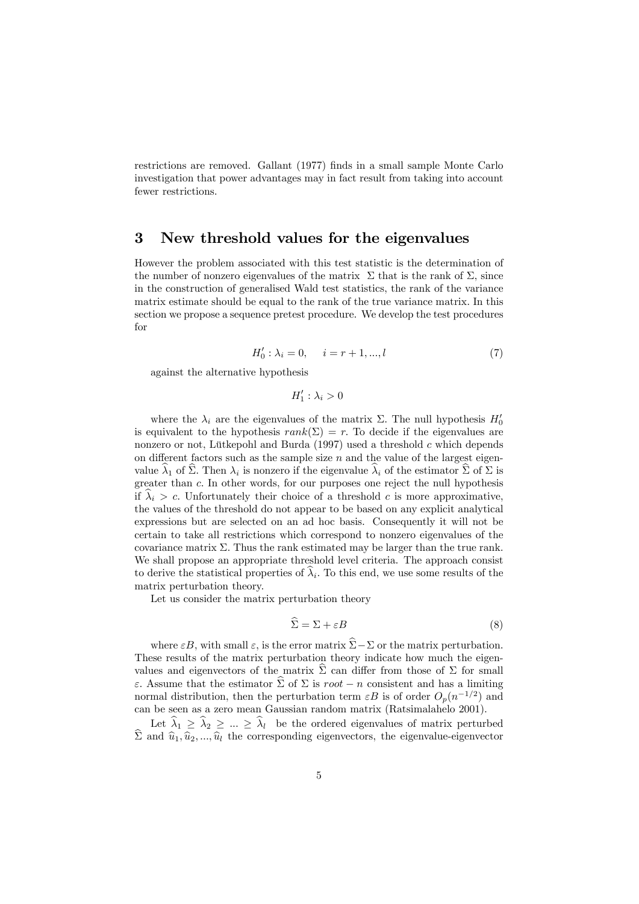restrictions are removed. Gallant (1977) finds in a small sample Monte Carlo investigation that power advantages may in fact result from taking into account fewer restrictions.

## 3 New threshold values for the eigenvalues

However the problem associated with this test statistic is the determination of the number of nonzero eigenvalues of the matrix $\Sigma$ that is the rank of $\Sigma$, since in the construction of generalised Wald test statistics, the rank of the variance matrix estimate should be equal to the rank of the true variance matrix. In this section we propose a sequence pretest procedure. We develop the test procedures for

$$H_0' : \lambda_i = 0, \quad i = r+1, ..., l \tag{7}$$

against the alternative hypothesis

$$H_1' : \lambda_i > 0$$

where the $\lambda_i$ are the eigenvalues of the matrix $\Sigma$. The null hypothesis $H_0'$ is equivalent to the hypothesis $rank(\Sigma) = r$. To decide if the eigenvalues are nonzero or not, Lütkepohl and Burda (1997) used a threshold $c$ which depends on different factors such as the sample size $n$ and the value of the largest eigenvalue $\widehat{\lambda}_1$ of $\widehat{\Sigma}$. Then $\lambda_i$ is nonzero if the eigenvalue $\widehat{\lambda}_i$ of the estimator $\widehat{\Sigma}$ of $\Sigma$ is greater than $c$. In other words, for our purposes one reject the null hypothesis if $\widehat{\lambda}_i > c$. Unfortunately their choice of a threshold $c$ is more approximative, the values of the threshold do not appear to be based on any explicit analytical expressions but are selected on an ad hoc basis. Consequently it will not be certain to take all restrictions which correspond to nonzero eigenvalues of the covariance matrix $\Sigma$. Thus the rank estimated may be larger than the true rank. We shall propose an appropriate threshold level criteria. The approach consist to derive the statistical properties of $\widehat{\lambda}_i$. To this end, we use some results of the matrix perturbation theory.

Let us consider the matrix perturbation theory

$$\widehat{\Sigma} = \Sigma + \varepsilon B \tag{8}$$

where $\varepsilon B$, with small $\varepsilon$, is the error matrix $\widehat{\Sigma} - \Sigma$ or the matrix perturbation. These results of the matrix perturbation theory indicate how much the eigenvalues and eigenvectors of the matrix $\widehat{\Sigma}$ can differ from those of $\Sigma$ for small $\varepsilon$. Assume that the estimator $\widehat{\Sigma}$ of $\Sigma$ is $root - n$ consistent and has a limiting normal distribution, then the perturbation term $\varepsilon B$ is of order $O_p(n^{-1/2})$ and can be seen as a zero mean Gaussian random matrix (Ratsimalahelo 2001).

Let $\widehat{\lambda}_1 \geq \widehat{\lambda}_2 \geq ... \geq \widehat{\lambda}_l$ be the ordered eigenvalues of matrix perturbed $\widehat{\Sigma}$ and $\widehat{u}_1, \widehat{u}_2, ..., \widehat{u}_l$ the corresponding eigenvectors, the eigenvalue-eigenvector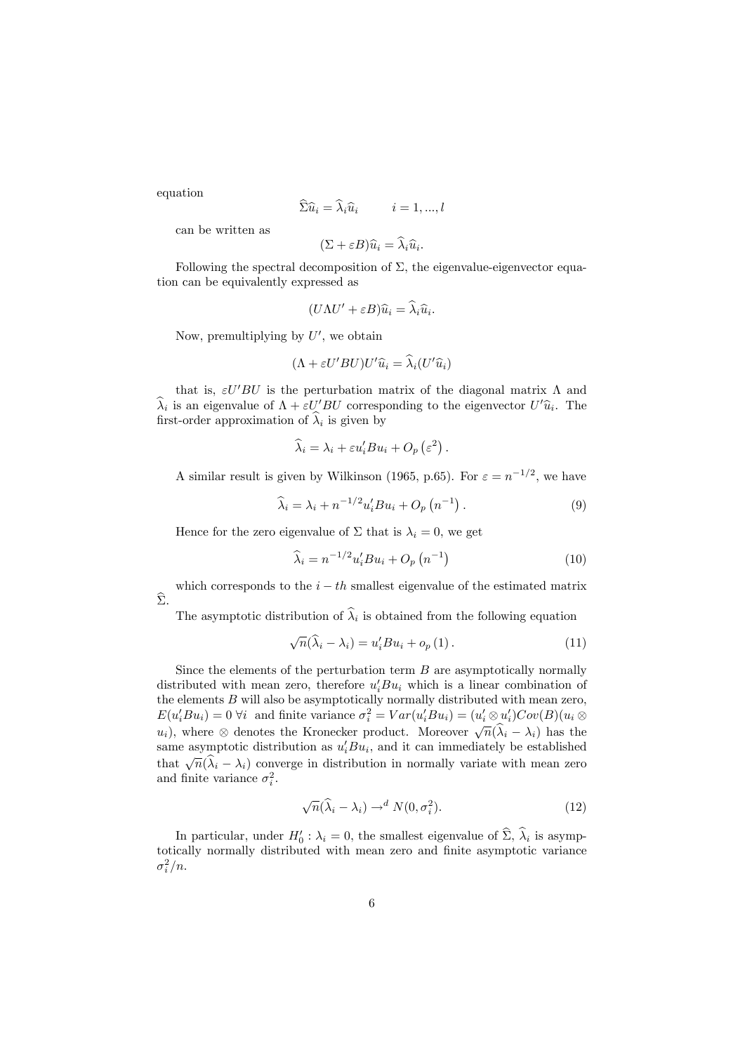equation

$$\widehat{\Sigma}\widehat{u}_i = \widehat{\lambda}_i \widehat{u}_i \qquad i = 1, ..., l$$

can be written as

$$(\Sigma + \varepsilon B)\widehat{u}_i = \widehat{\lambda}_i \widehat{u}_i.$$

Following the spectral decomposition of $\Sigma$, the eigenvalue-eigenvector equation can be equivalently expressed as

$$(U\Lambda U' + \varepsilon B)\widehat{u}_i = \widehat{\lambda}_i \widehat{u}_i.$$

Now, premultiplying by $U'$, we obtain

$$(\Lambda + \varepsilon U'BU)U'\widehat{u}_i = \widehat{\lambda}_i (U'\widehat{u}_i)$$

that is, $\varepsilon U'BU$ is the perturbation matrix of the diagonal matrix $\Lambda$ and $\widehat{\lambda}_i$ is an eigenvalue of $\Lambda + \varepsilon U'BU$ corresponding to the eigenvector $U'\widehat{u}_i$. The first-order approximation of $\widehat{\lambda}_i$ is given by

$$\widehat{\lambda}_i = \lambda_i + \varepsilon u_i' B u_i + O_p\left(\varepsilon^2\right).$$

A similar result is given by Wilkinson (1965, p.65). For $\varepsilon = n^{-1/2}$, we have

$$\widehat{\lambda}_i = \lambda_i + n^{-1/2} u_i' B u_i + O_p\left(n^{-1}\right). \tag{9}$$

Hence for the zero eigenvalue of $\Sigma$ that is $\lambda_i = 0$, we get

$$\widehat{\lambda}_i = n^{-1/2} u_i' B u_i + O_p\left(n^{-1}\right) \tag{10}$$

which corresponds to the $i-th$ smallest eigenvalue of the estimated matrix $\widehat{\Sigma}$.

The asymptotic distribution of $\widehat{\lambda}_i$ is obtained from the following equation

$$\sqrt{n}(\widehat{\lambda}_i - \lambda_i) = u_i' B u_i + o_p\left(1\right). \tag{11}$$

Since the elements of the perturbation term $B$ are asymptotically normally distributed with mean zero, therefore $u_i' B u_i$ which is a linear combination of the elements $B$ will also be asymptotically normally distributed with mean zero, $E(u_i' B u_i) = 0 \ \forall i$ and finite variance $\sigma_i^2 = Var(u_i' B u_i) = (u_i' \otimes u_i') Cov(B)(u_i \otimes u_i)$, where $\otimes$ denotes the Kronecker product. Moreover $\sqrt{n}(\widehat{\lambda}_i - \lambda_i)$ has the same asymptotic distribution as $u_i' B u_i$, and it can immediately be established that $\sqrt{n}(\widehat{\lambda}_i - \lambda_i)$ converge in distribution in normally variate with mean zero and finite variance $\sigma_i^2$.

$$\sqrt{n}(\widehat{\lambda}_i - \lambda_i) \rightarrow^d N(0, \sigma_i^2). \tag{12}$$

In particular, under $H_0' : \lambda_i = 0$, the smallest eigenvalue of $\widehat{\Sigma}$, $\widehat{\lambda}_i$ is asymptotically normally distributed with mean zero and finite asymptotic variance $\sigma_i^2/n$.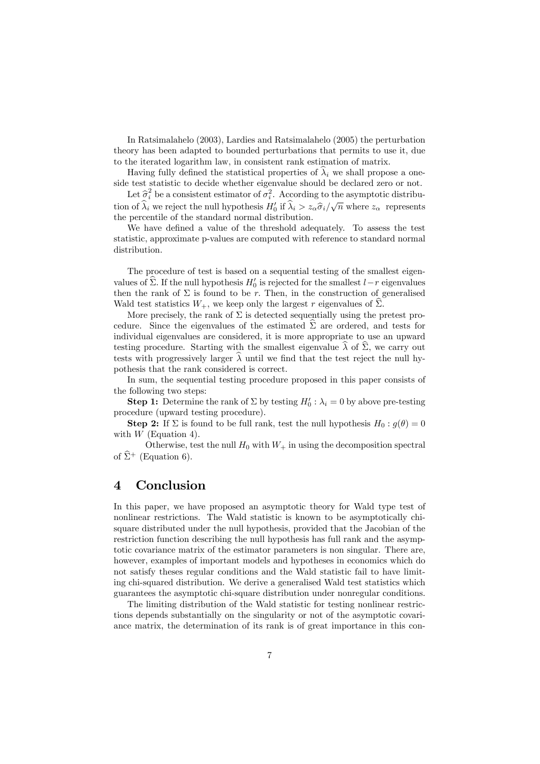In Ratsimalahelo (2003), Lardies and Ratsimalahelo (2005) the perturbation theory has been adapted to bounded perturbations that permits to use it, due to the iterated logarithm law, in consistent rank estimation of matrix.

Having fully defined the statistical properties of $\widehat{\lambda}_i$ we shall propose a one-side test statistic to decide whether eigenvalue should be declared zero or not.

Let $\widehat{\sigma}_i^2$ be a consistent estimator of $\sigma_i^2$. According to the asymptotic distribution of $\widehat{\lambda}_i$ we reject the null hypothesis $H_0'$ if $\widehat{\lambda}_i > z_\alpha \widehat{\sigma}_i / \sqrt{n}$ where $z_\alpha$ represents the percentile of the standard normal distribution.

We have defined a value of the threshold adequately. To assess the test statistic, approximate p-values are computed with reference to standard normal distribution.

The procedure of test is based on a sequential testing of the smallest eigenvalues of $\widehat{\Sigma}$. If the null hypothesis $H_0'$ is rejected for the smallest $l-r$ eigenvalues then the rank of $\Sigma$ is found to be $r$. Then, in the construction of generalised Wald test statistics $W_+$, we keep only the largest $r$ eigenvalues of $\widehat{\Sigma}$.

More precisely, the rank of $\Sigma$ is detected sequentially using the pretest procedure. Since the eigenvalues of the estimated $\widehat{\Sigma}$ are ordered, and tests for individual eigenvalues are considered, it is more appropriate to use an upward testing procedure. Starting with the smallest eigenvalue $\widehat{\lambda}$ of $\widehat{\Sigma}$, we carry out tests with progressively larger $\widehat{\lambda}$ until we find that the test reject the null hypothesis that the rank considered is correct.

In sum, the sequential testing procedure proposed in this paper consists of the following two steps:

**Step 1:** Determine the rank of $\Sigma$ by testing $H_0' : \lambda_i = 0$ by above pre-testing procedure (upward testing procedure).

**Step 2:** If $\Sigma$ is found to be full rank, test the null hypothesis $H_0 : g(\theta) = 0$ with $W$ (Equation 4).

Otherwise, test the null $H_0$ with $W_+$ in using the decomposition spectral of $\widehat{\Sigma}^+$ (Equation 6).

# 4 Conclusion

In this paper, we have proposed an asymptotic theory for Wald type test of nonlinear restrictions. The Wald statistic is known to be asymptotically chi-square distributed under the null hypothesis, provided that the Jacobian of the restriction function describing the null hypothesis has full rank and the asymptotic covariance matrix of the estimator parameters is non singular. There are, however, examples of important models and hypotheses in economics which do not satisfy theses regular conditions and the Wald statistic fail to have limiting chi-squared distribution. We derive a generalised Wald test statistics which guarantees the asymptotic chi-square distribution under nonregular conditions.

The limiting distribution of the Wald statistic for testing nonlinear restrictions depends substantially on the singularity or not of the asymptotic covariance matrix, the determination of its rank is of great importance in this con-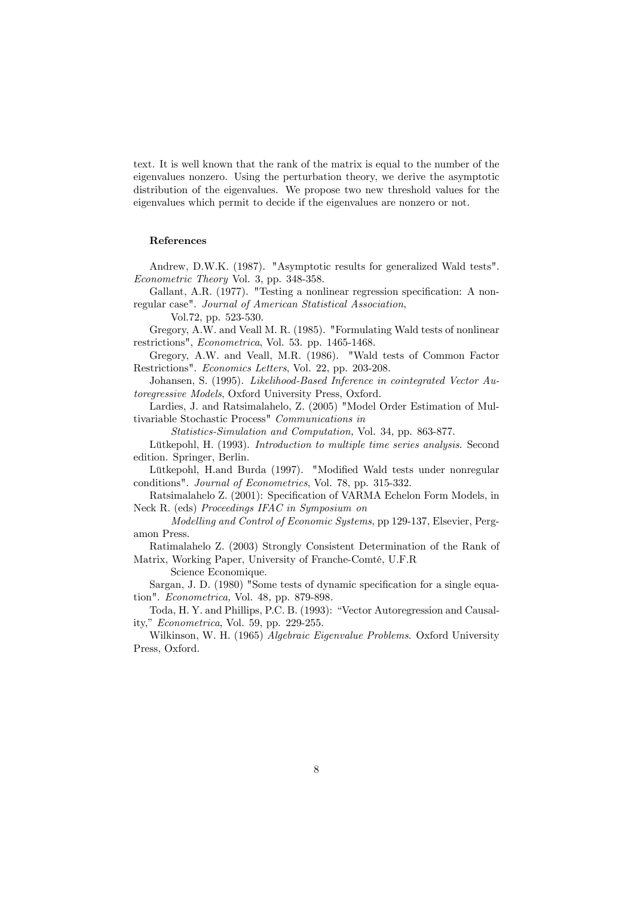text. It is well known that the rank of the matrix is equal to the number of the eigenvalues nonzero. Using the perturbation theory, we derive the asymptotic distribution of the eigenvalues. We propose two new threshold values for the eigenvalues which permit to decide if the eigenvalues are nonzero or not.

### References

Andrew, D.W.K. (1987). "Asymptotic results for generalized Wald tests". *Econometric Theory* Vol. 3, pp. 348-358.

Gallant, A.R. (1977). "Testing a nonlinear regression specification: A nonregular case". *Journal of American Statistical Association*, Vol.72, pp. 523-530.

Gregory, A.W. and Veall M. R. (1985). "Formulating Wald tests of nonlinear restrictions", *Econometrica*, Vol. 53. pp. 1465-1468.

Gregory, A.W. and Veall, M.R. (1986). "Wald tests of Common Factor Restrictions". *Economics Letters*, Vol. 22, pp. 203-208.

Johansen, S. (1995). *Likelihood-Based Inference in cointegrated Vector Autoregressive Models*, Oxford University Press, Oxford.

Lardies, J. and Ratsimalahelo, Z. (2005) "Model Order Estimation of Multivariable Stochastic Process" *Communications in Statistics-Simulation and Computation,* Vol. 34, pp. 863-877.

Lütkepohl, H. (1993). *Introduction to multiple time series analysis*. Second edition. Springer, Berlin.

Lütkepohl, H.and Burda (1997). "Modified Wald tests under nonregular conditions". *Journal of Econometrics*, Vol. 78, pp. 315-332.

Ratsimalahelo Z. (2001): Specification of VARMA Echelon Form Models, in Neck R. (eds) *Proceedings IFAC in Symposium on Modelling and Control of Economic Systems*, pp 129-137, Elsevier, Pergamon Press.

Ratimalahelo Z. (2003) Strongly Consistent Determination of the Rank of Matrix, Working Paper, University of Franche-Comté, U.F.R Science Economique.

Sargan, J. D. (1980) "Some tests of dynamic specification for a single equation". *Econometrica,* Vol. 48, pp. 879-898.

Toda, H. Y. and Phillips, P.C. B. (1993): "Vector Autoregression and Causality," *Econometrica*, Vol. 59, pp. 229-255.

Wilkinson, W. H. (1965) *Algebraic Eigenvalue Problems*. Oxford University Press, Oxford.